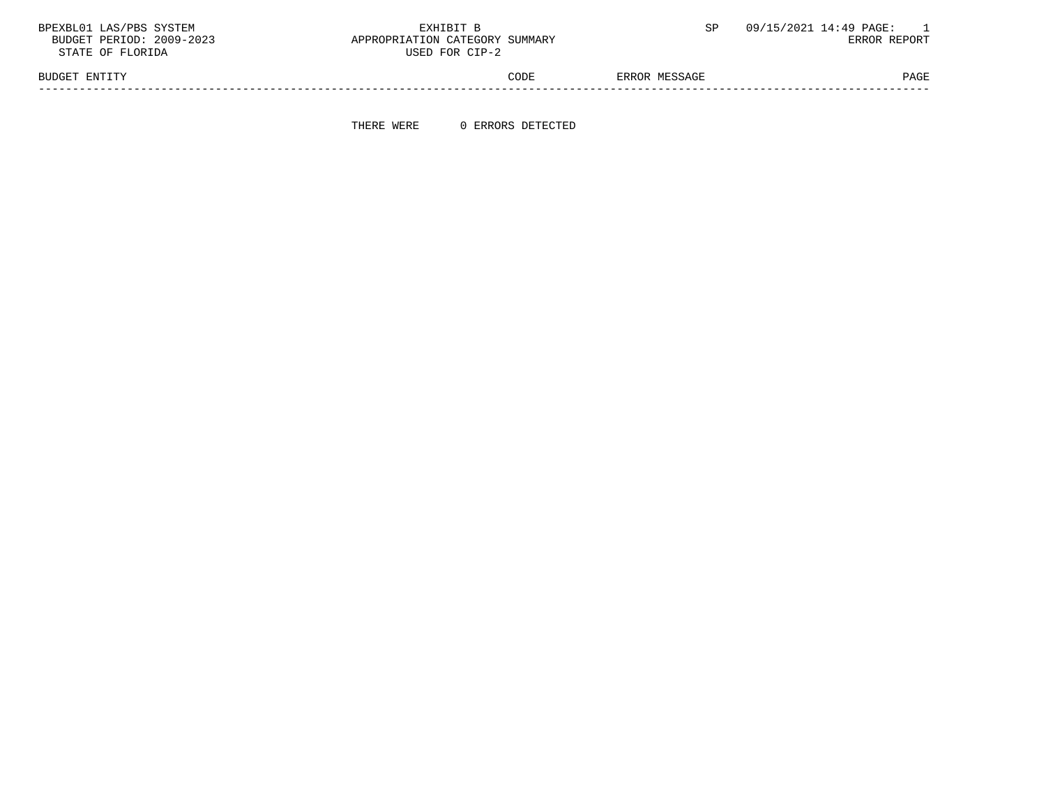BPEXBL01 LAS/PBS SYSTEM
BUDGET PERIOD: 2009-2023
STATE OF FLORIDA

EXHIBIT B
APPROPRIATION CATEGORY SUMMARY
USED FOR CIP-2

SP 09/15/2021 14:49 PAGE: 1
ERROR REPORT

| BUDGET ENTITY | CODE | ERROR MESSAGE | PAGE |
|---|---|---|---|

THERE WERE 0 ERRORS DETECTED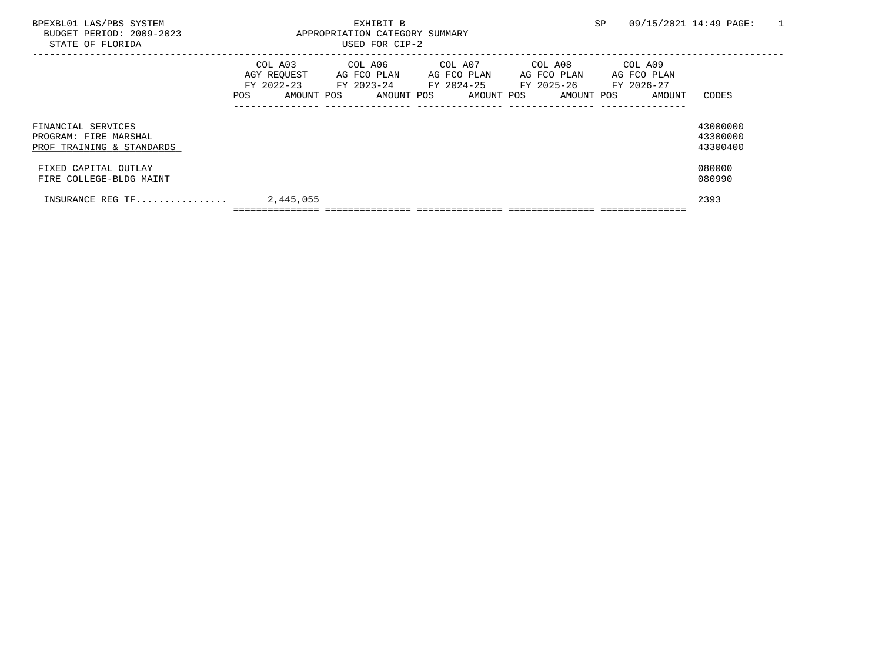BPEXBL01 LAS/PBS SYSTEM

BUDGET PERIOD: 2009-2023

STATE OF FLORIDA

EXHIBIT B

APPROPRIATION CATEGORY SUMMARY

USED FOR CIP-2

SP 09/15/2021 14:49 PAGE: 1

| | COL A03 AGY REQUEST FY 2022-23 | | COL A06 AG FCO PLAN FY 2023-24 | | COL A07 AG FCO PLAN FY 2024-25 | | COL A08 AG FCO PLAN FY 2025-26 | | COL A09 AG FCO PLAN FY 2026-27 | | |
|---|---|---|---|---|---|---|---|---|---|---|---|
| | POS | AMOUNT | POS | AMOUNT | POS | AMOUNT | POS | AMOUNT | POS | AMOUNT | CODES |
| FINANCIAL SERVICES | | | | | | | | | | | 43000000 |
| PROGRAM: FIRE MARSHAL | | | | | | | | | | | 43300000 |
| PROF TRAINING & STANDARDS | | | | | | | | | | | 43300400 |
| FIXED CAPITAL OUTLAY | | | | | | | | | | | 080000 |
| FIRE COLLEGE-BLDG MAINT | | | | | | | | | | | 080990 |
| INSURANCE REG TF................ | | 2,445,055 | | | | | | | | | 2393 |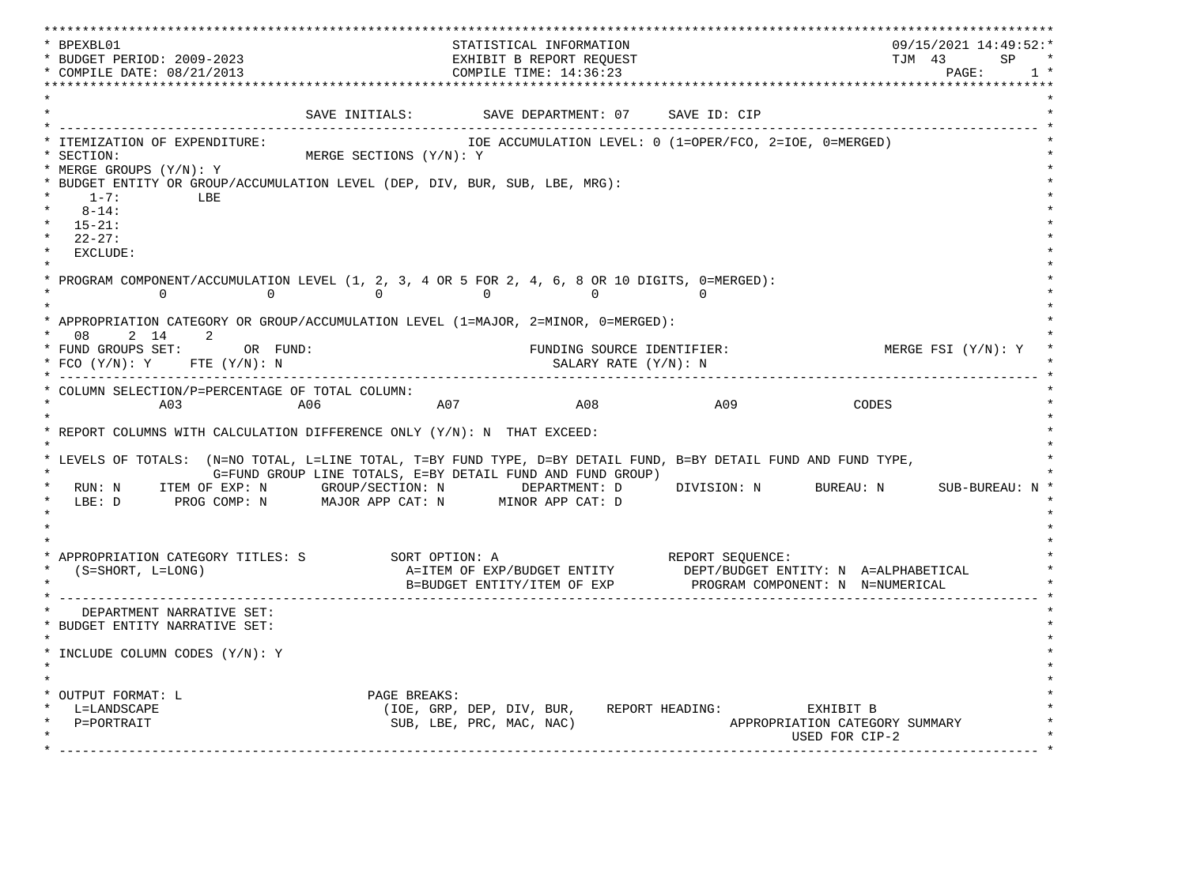```
*******************************************************************************************************************************
* BPEXBL01                                          STATISTICAL INFORMATION                                 09/15/2021 14:49:52:*
* BUDGET PERIOD: 2009-2023                          EXHIBIT B REPORT REQUEST                                TJM  43       SP    *
* COMPILE DATE: 08/21/2013                          COMPILE TIME: 14:36:23                                           PAGE:     1 *
*******************************************************************************************************************************
*                                                                                                                             *
*                               SAVE INITIALS:         SAVE DEPARTMENT: 07     SAVE ID: CIP                                   *
* --------------------------------------------------------------------------------------------------------------------------- *
* ITEMIZATION OF EXPENDITURE:                             IOE ACCUMULATION LEVEL: 0 (1=OPER/FCO, 2=IOE, 0=MERGED)             *
* SECTION:                      MERGE SECTIONS (Y/N): Y                                                                       *
* MERGE GROUPS (Y/N): Y                                                                                                       *
* BUDGET ENTITY OR GROUP/ACCUMULATION LEVEL (DEP, DIV, BUR, SUB, LBE, MRG):                                                   *
*     1-7:          LBE                                                                                                       *
*    8-14:                                                                                                                    *
*   15-21:                                                                                                                    *
*   22-27:                                                                                                                    *
*   EXCLUDE:                                                                                                                  *
*                                                                                                                             *
* PROGRAM COMPONENT/ACCUMULATION LEVEL (1, 2, 3, 4 OR 5 FOR 2, 4, 6, 8 OR 10 DIGITS, 0=MERGED):                               *
*             0            0            0            0            0            0                                              *
*                                                                                                                             *
* APPROPRIATION CATEGORY OR GROUP/ACCUMULATION LEVEL (1=MAJOR, 2=MINOR, 0=MERGED):                                            *
*   08    2  14     2                                                                                                         *
* FUND GROUPS SET:       OR  FUND:                           FUNDING SOURCE IDENTIFIER:                  MERGE FSI (Y/N): Y   *
* FCO (Y/N): Y     FTE (Y/N): N                                 SALARY RATE (Y/N): N                                          *
* --------------------------------------------------------------------------------------------------------------------------- *
* COLUMN SELECTION/P=PERCENTAGE OF TOTAL COLUMN:                                                                              *
*             A03            A06             A07             A08             A09             CODES                            *
*                                                                                                                             *
* REPORT COLUMNS WITH CALCULATION DIFFERENCE ONLY (Y/N): N  THAT EXCEED:                                                       *
*                                                                                                                             *
* LEVELS OF TOTALS:  (N=NO TOTAL, L=LINE TOTAL, T=BY FUND TYPE, D=BY DETAIL FUND, B=BY DETAIL FUND AND FUND TYPE,             *
*                  G=FUND GROUP LINE TOTALS, E=BY DETAIL FUND AND FUND GROUP)                                                 *
*   RUN: N     ITEM OF EXP: N      GROUP/SECTION: N         DEPARTMENT: D       DIVISION: N       BUREAU: N       SUB-BUREAU: N *
*   LBE: D       PROG COMP: N       MAJOR APP CAT: N       MINOR APP CAT: D                                                      *
*                                                                                                                             *
*                                                                                                                             *
*                                                                                                                             *
* APPROPRIATION CATEGORY TITLES: S           SORT OPTION: A                      REPORT SEQUENCE:                             *
*   (S=SHORT, L=LONG)                         A=ITEM OF EXP/BUDGET ENTITY         DEPT/BUDGET ENTITY: N  A=ALPHABETICAL       *
*                                             B=BUDGET ENTITY/ITEM OF EXP          PROGRAM COMPONENT: N  N=NUMERICAL          *
* --------------------------------------------------------------------------------------------------------------------------- *
*    DEPARTMENT NARRATIVE SET:                                                                                                *
* BUDGET ENTITY NARRATIVE SET:                                                                                                *
*                                                                                                                             *
* INCLUDE COLUMN CODES (Y/N): Y                                                                                               *
*                                                                                                                             *
*                                                                                                                             *
* OUTPUT FORMAT: L                        PAGE BREAKS:                                                                        *
*   L=LANDSCAPE                           (IOE, GRP, DEP, DIV, BUR,    REPORT HEADING:           EXHIBIT B                    *
*   P=PORTRAIT                             SUB, LBE, PRC, MAC, NAC)                    APPROPRIATION CATEGORY SUMMARY         *
*                                                                                              USED FOR CIP-2                 *
* --------------------------------------------------------------------------------------------------------------------------- *
```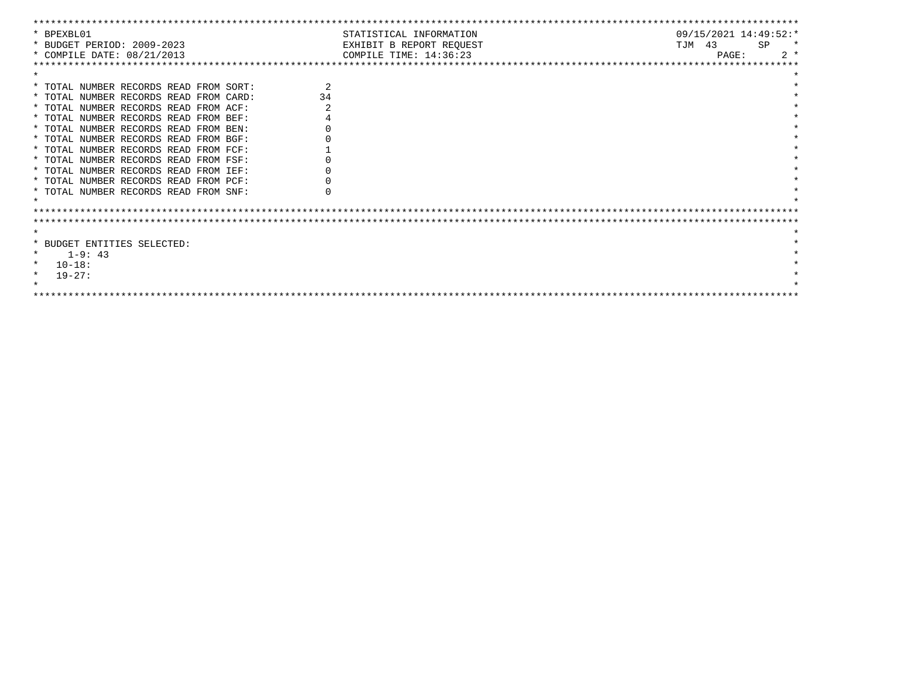BPEXBL01 | STATISTICAL INFORMATION | 09/15/2021 14:49:52
BUDGET PERIOD: 2009-2023 | EXHIBIT B REPORT REQUEST | TJM 43 SP
COMPILE DATE: 08/21/2013 | COMPILE TIME: 14:36:23 | PAGE: 2

| | |
|---|---|
| TOTAL NUMBER RECORDS READ FROM SORT: | 2 |
| TOTAL NUMBER RECORDS READ FROM CARD: | 34 |
| TOTAL NUMBER RECORDS READ FROM ACF: | 2 |
| TOTAL NUMBER RECORDS READ FROM BEF: | 4 |
| TOTAL NUMBER RECORDS READ FROM BEN: | 0 |
| TOTAL NUMBER RECORDS READ FROM BGF: | 0 |
| TOTAL NUMBER RECORDS READ FROM FCF: | 1 |
| TOTAL NUMBER RECORDS READ FROM FSF: | 0 |
| TOTAL NUMBER RECORDS READ FROM IEF: | 0 |
| TOTAL NUMBER RECORDS READ FROM PCF: | 0 |
| TOTAL NUMBER RECORDS READ FROM SNF: | 0 |

BUDGET ENTITIES SELECTED:

1-9: 43

10-18:

19-27: